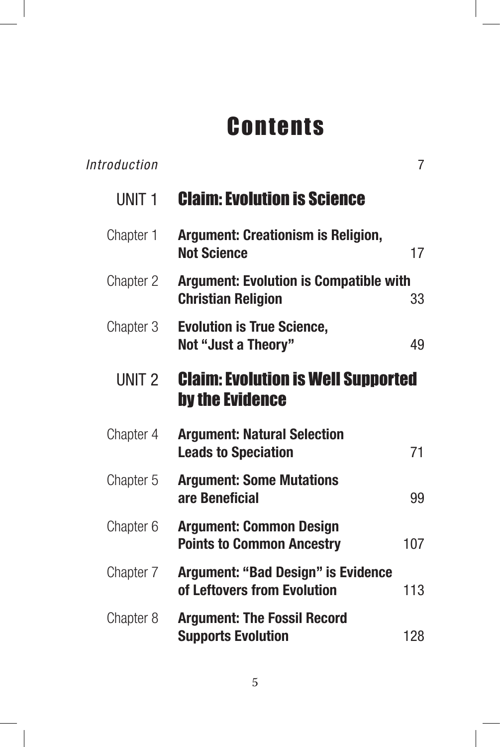# Contents

| | | |
|---|---|---|
| *Introduction* | | 7 |
| UNIT 1 | **Claim: Evolution is Science** | |
| Chapter 1 | **Argument: Creationism is Religion, Not Science** | 17 |
| Chapter 2 | **Argument: Evolution is Compatible with Christian Religion** | 33 |
| Chapter 3 | **Evolution is True Science, Not "Just a Theory"** | 49 |
| UNIT 2 | **Claim: Evolution is Well Supported by the Evidence** | |
| Chapter 4 | **Argument: Natural Selection Leads to Speciation** | 71 |
| Chapter 5 | **Argument: Some Mutations are Beneficial** | 99 |
| Chapter 6 | **Argument: Common Design Points to Common Ancestry** | 107 |
| Chapter 7 | **Argument: "Bad Design" is Evidence of Leftovers from Evolution** | 113 |
| Chapter 8 | **Argument: The Fossil Record Supports Evolution** | 128 |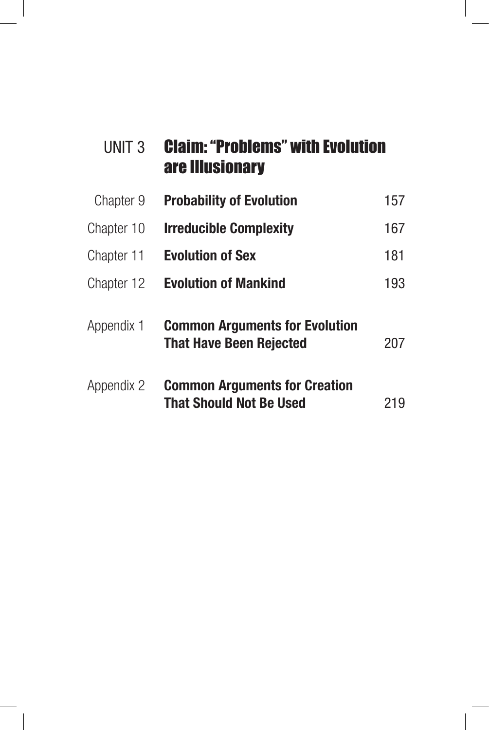## UNIT 3 **Claim: "Problems" with Evolution are Illusionary**

| | | |
|---|---|---|
| Chapter 9 | **Probability of Evolution** | 157 |
| Chapter 10 | **Irreducible Complexity** | 167 |
| Chapter 11 | **Evolution of Sex** | 181 |
| Chapter 12 | **Evolution of Mankind** | 193 |
| Appendix 1 | **Common Arguments for Evolution That Have Been Rejected** | 207 |
| Appendix 2 | **Common Arguments for Creation That Should Not Be Used** | 219 |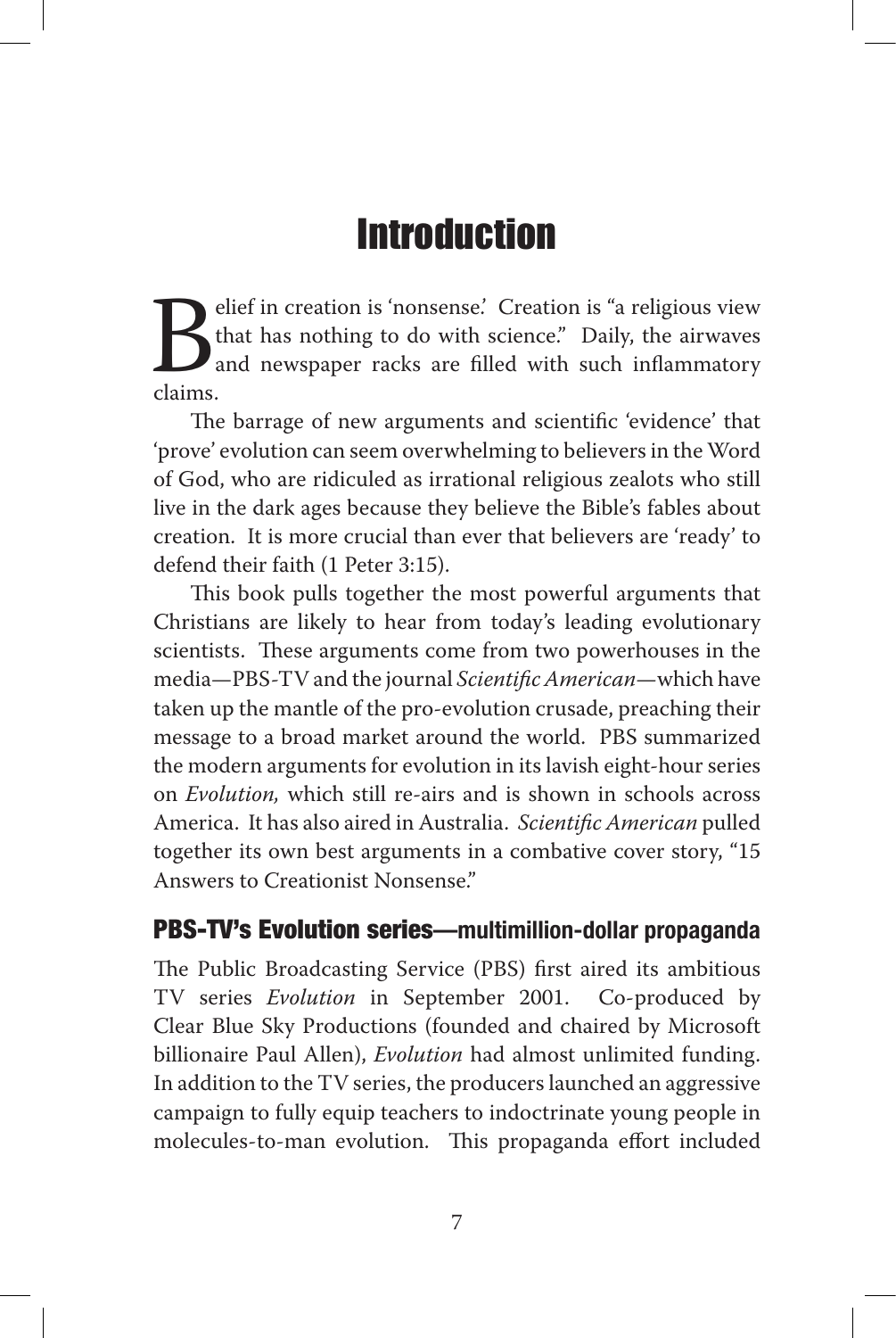# Introduction

Belief in creation is 'nonsense.' Creation is "a religious view that has nothing to do with science." Daily, the airwaves and newspaper racks are filled with such inflammatory claims.

The barrage of new arguments and scientific 'evidence' that 'prove' evolution can seem overwhelming to believers in the Word of God, who are ridiculed as irrational religious zealots who still live in the dark ages because they believe the Bible's fables about creation. It is more crucial than ever that believers are 'ready' to defend their faith (1 Peter 3:15).

This book pulls together the most powerful arguments that Christians are likely to hear from today's leading evolutionary scientists. These arguments come from two powerhouses in the media—PBS-TV and the journal *Scientific American*—which have taken up the mantle of the pro-evolution crusade, preaching their message to a broad market around the world. PBS summarized the modern arguments for evolution in its lavish eight-hour series on *Evolution,* which still re-airs and is shown in schools across America. It has also aired in Australia. *Scientific American* pulled together its own best arguments in a combative cover story, "15 Answers to Creationist Nonsense."

## PBS-TV's Evolution series—multimillion-dollar propaganda

The Public Broadcasting Service (PBS) first aired its ambitious TV series *Evolution* in September 2001. Co-produced by Clear Blue Sky Productions (founded and chaired by Microsoft billionaire Paul Allen), *Evolution* had almost unlimited funding. In addition to the TV series, the producers launched an aggressive campaign to fully equip teachers to indoctrinate young people in molecules-to-man evolution. This propaganda effort included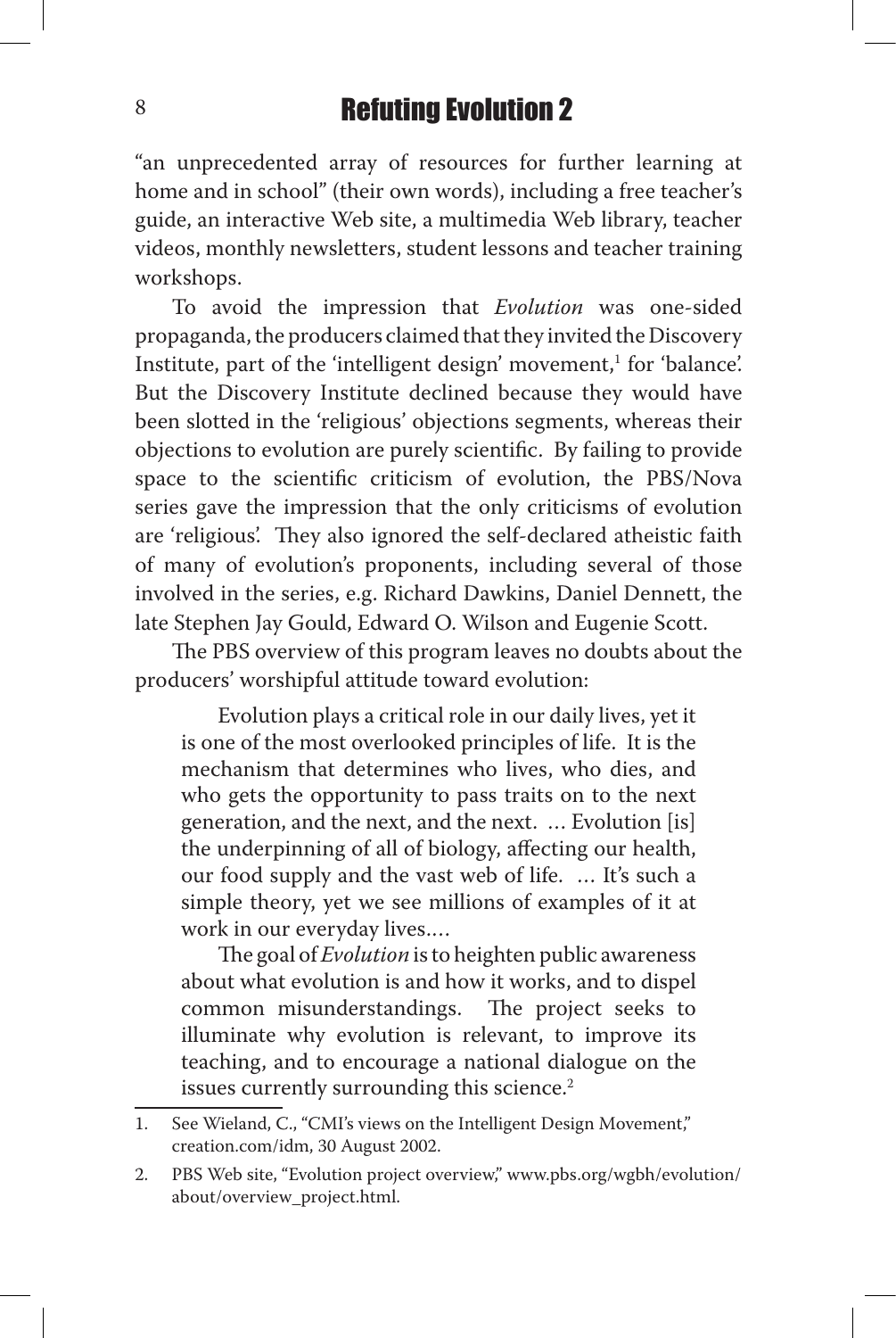"an unprecedented array of resources for further learning at home and in school" (their own words), including a free teacher's guide, an interactive Web site, a multimedia Web library, teacher videos, monthly newsletters, student lessons and teacher training workshops.

To avoid the impression that *Evolution* was one-sided propaganda, the producers claimed that they invited the Discovery Institute, part of the 'intelligent design' movement,[1] for 'balance'. But the Discovery Institute declined because they would have been slotted in the 'religious' objections segments, whereas their objections to evolution are purely scientific. By failing to provide space to the scientific criticism of evolution, the PBS/Nova series gave the impression that the only criticisms of evolution are 'religious'. They also ignored the self-declared atheistic faith of many of evolution's proponents, including several of those involved in the series, e.g. Richard Dawkins, Daniel Dennett, the late Stephen Jay Gould, Edward O. Wilson and Eugenie Scott.

The PBS overview of this program leaves no doubts about the producers' worshipful attitude toward evolution:

> Evolution plays a critical role in our daily lives, yet it is one of the most overlooked principles of life. It is the mechanism that determines who lives, who dies, and who gets the opportunity to pass traits on to the next generation, and the next, and the next. … Evolution [is] the underpinning of all of biology, affecting our health, our food supply and the vast web of life. … It's such a simple theory, yet we see millions of examples of it at work in our everyday lives.…
>
> The goal of *Evolution* is to heighten public awareness about what evolution is and how it works, and to dispel common misunderstandings. The project seeks to illuminate why evolution is relevant, to improve its teaching, and to encourage a national dialogue on the issues currently surrounding this science.[2]

---

1. See Wieland, C., "CMI's views on the Intelligent Design Movement," creation.com/idm, 30 August 2002.
2. PBS Web site, "Evolution project overview," www.pbs.org/wgbh/evolution/about/overview_project.html.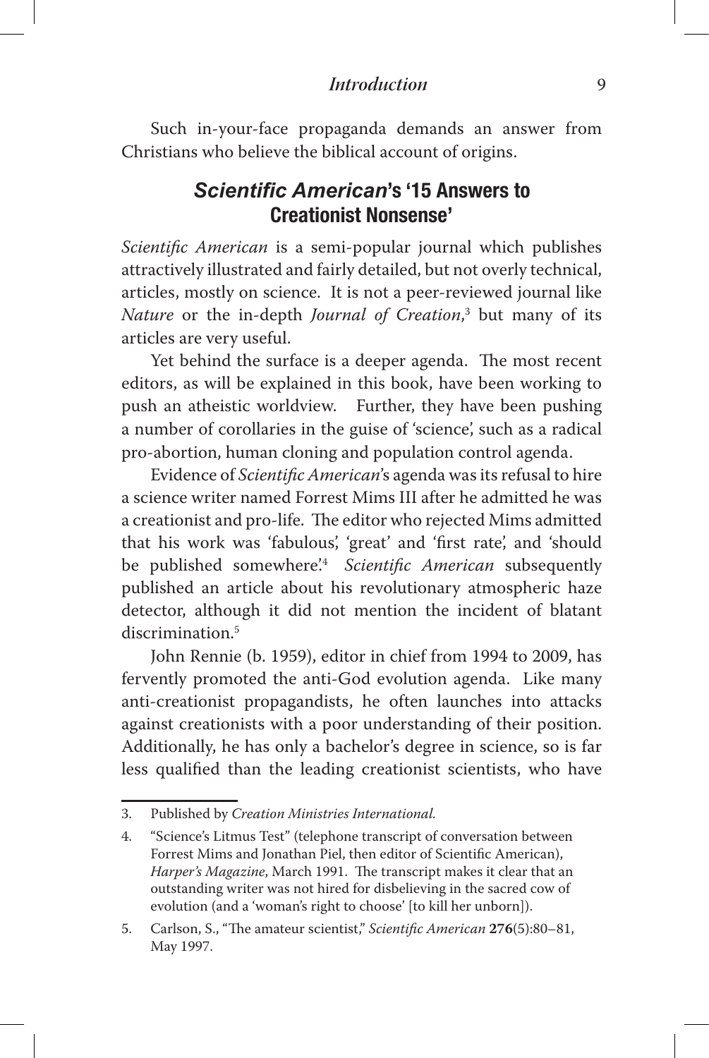Such in-your-face propaganda demands an answer from Christians who believe the biblical account of origins.

## *Scientific American*'s '15 Answers to Creationist Nonsense'

*Scientific American* is a semi-popular journal which publishes attractively illustrated and fairly detailed, but not overly technical, articles, mostly on science. It is not a peer-reviewed journal like *Nature* or the in-depth *Journal of Creation*,[3] but many of its articles are very useful.

Yet behind the surface is a deeper agenda. The most recent editors, as will be explained in this book, have been working to push an atheistic worldview. Further, they have been pushing a number of corollaries in the guise of 'science', such as a radical pro-abortion, human cloning and population control agenda.

Evidence of *Scientific American*'s agenda was its refusal to hire a science writer named Forrest Mims III after he admitted he was a creationist and pro-life. The editor who rejected Mims admitted that his work was 'fabulous', 'great' and 'first rate', and 'should be published somewhere'.[4] *Scientific American* subsequently published an article about his revolutionary atmospheric haze detector, although it did not mention the incident of blatant discrimination.[5]

John Rennie (b. 1959), editor in chief from 1994 to 2009, has fervently promoted the anti-God evolution agenda. Like many anti-creationist propagandists, he often launches into attacks against creationists with a poor understanding of their position. Additionally, he has only a bachelor's degree in science, so is far less qualified than the leading creationist scientists, who have

---

3. Published by *Creation Ministries International.*
4. "Science's Litmus Test" (telephone transcript of conversation between Forrest Mims and Jonathan Piel, then editor of Scientific American), *Harper's Magazine*, March 1991. The transcript makes it clear that an outstanding writer was not hired for disbelieving in the sacred cow of evolution (and a 'woman's right to choose' [to kill her unborn]).
5. Carlson, S., "The amateur scientist," *Scientific American* **276**(5):80–81, May 1997.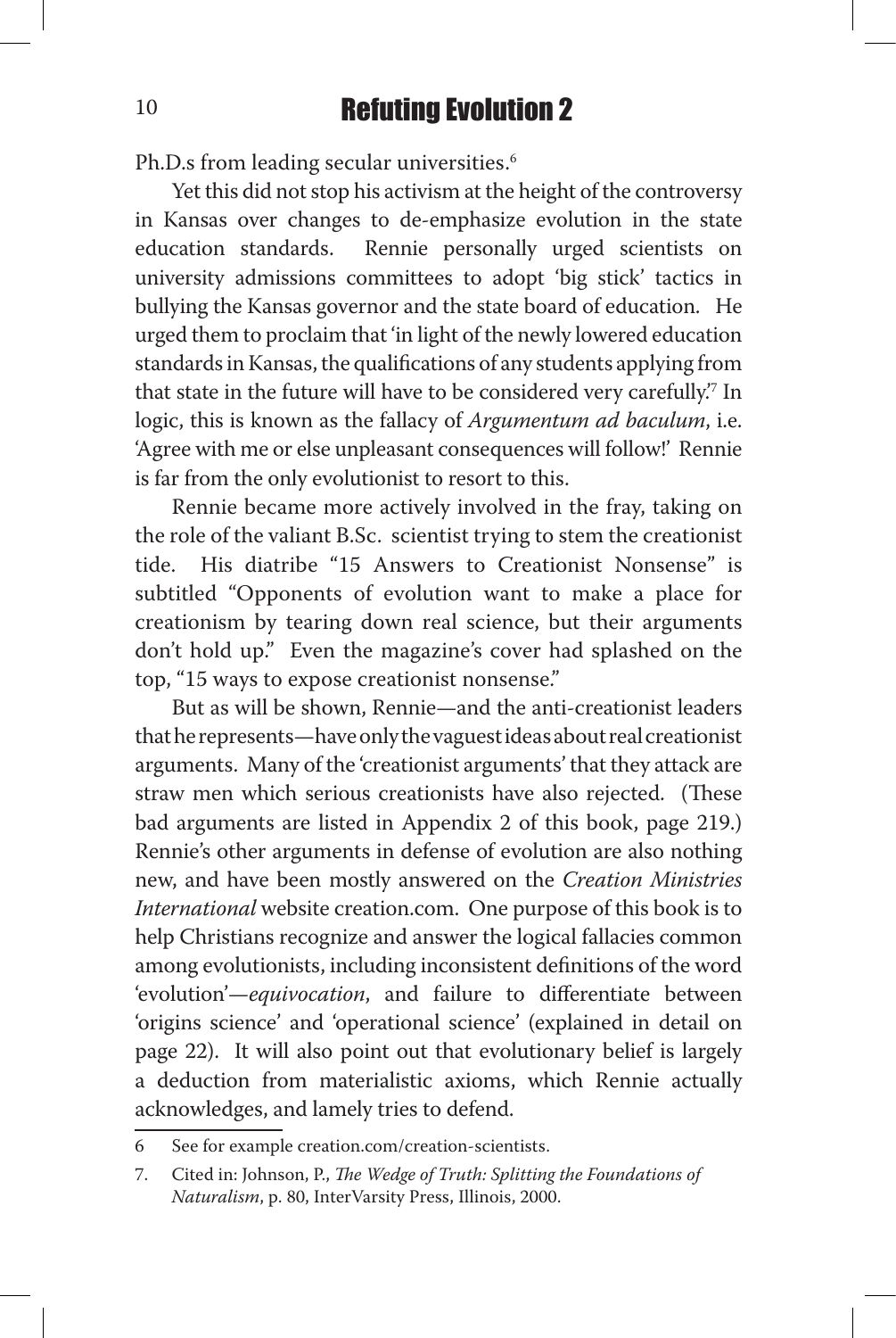Ph.D.s from leading secular universities.[6]

Yet this did not stop his activism at the height of the controversy in Kansas over changes to de-emphasize evolution in the state education standards. Rennie personally urged scientists on university admissions committees to adopt 'big stick' tactics in bullying the Kansas governor and the state board of education. He urged them to proclaim that 'in light of the newly lowered education standards in Kansas, the qualifications of any students applying from that state in the future will have to be considered very carefully.'[7] In logic, this is known as the fallacy of *Argumentum ad baculum*, i.e. 'Agree with me or else unpleasant consequences will follow!' Rennie is far from the only evolutionist to resort to this.

Rennie became more actively involved in the fray, taking on the role of the valiant B.Sc. scientist trying to stem the creationist tide. His diatribe "15 Answers to Creationist Nonsense" is subtitled "Opponents of evolution want to make a place for creationism by tearing down real science, but their arguments don't hold up." Even the magazine's cover had splashed on the top, "15 ways to expose creationist nonsense."

But as will be shown, Rennie—and the anti-creationist leaders that he represents—have only the vaguest ideas about real creationist arguments. Many of the 'creationist arguments' that they attack are straw men which serious creationists have also rejected. (These bad arguments are listed in Appendix 2 of this book, page 219.) Rennie's other arguments in defense of evolution are also nothing new, and have been mostly answered on the *Creation Ministries International* website creation.com. One purpose of this book is to help Christians recognize and answer the logical fallacies common among evolutionists, including inconsistent definitions of the word 'evolution'—*equivocation*, and failure to differentiate between 'origins science' and 'operational science' (explained in detail on page 22). It will also point out that evolutionary belief is largely a deduction from materialistic axioms, which Rennie actually acknowledges, and lamely tries to defend.

---

6 See for example creation.com/creation-scientists.

7. Cited in: Johnson, P., *The Wedge of Truth: Splitting the Foundations of Naturalism*, p. 80, InterVarsity Press, Illinois, 2000.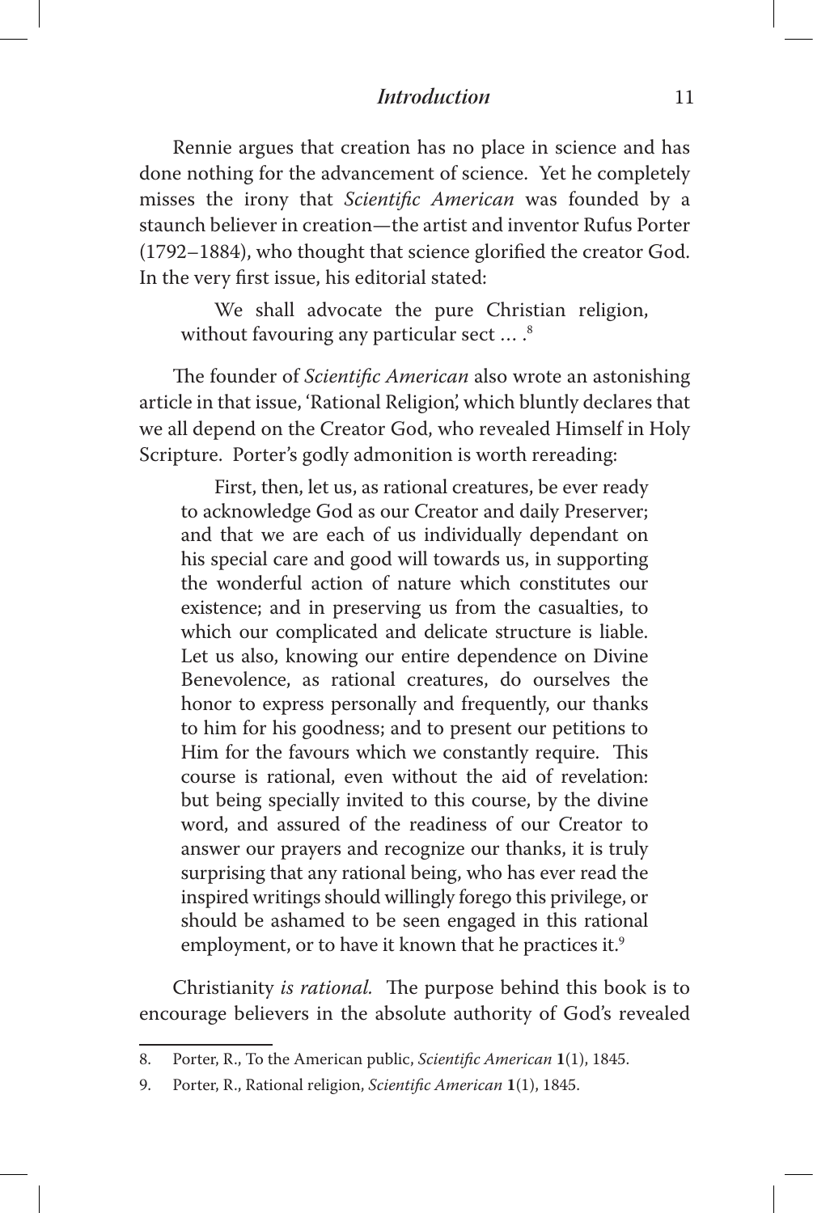Rennie argues that creation has no place in science and has done nothing for the advancement of science. Yet he completely misses the irony that *Scientific American* was founded by a staunch believer in creation—the artist and inventor Rufus Porter (1792–1884), who thought that science glorified the creator God. In the very first issue, his editorial stated:

> We shall advocate the pure Christian religion, without favouring any particular sect … .[8]

The founder of *Scientific American* also wrote an astonishing article in that issue, 'Rational Religion', which bluntly declares that we all depend on the Creator God, who revealed Himself in Holy Scripture. Porter's godly admonition is worth rereading:

> First, then, let us, as rational creatures, be ever ready to acknowledge God as our Creator and daily Preserver; and that we are each of us individually dependant on his special care and good will towards us, in supporting the wonderful action of nature which constitutes our existence; and in preserving us from the casualties, to which our complicated and delicate structure is liable. Let us also, knowing our entire dependence on Divine Benevolence, as rational creatures, do ourselves the honor to express personally and frequently, our thanks to him for his goodness; and to present our petitions to Him for the favours which we constantly require. This course is rational, even without the aid of revelation: but being specially invited to this course, by the divine word, and assured of the readiness of our Creator to answer our prayers and recognize our thanks, it is truly surprising that any rational being, who has ever read the inspired writings should willingly forego this privilege, or should be ashamed to be seen engaged in this rational employment, or to have it known that he practices it.[9]

Christianity *is rational.* The purpose behind this book is to encourage believers in the absolute authority of God's revealed

---

8. Porter, R., To the American public, *Scientific American* **1**(1), 1845.
9. Porter, R., Rational religion, *Scientific American* **1**(1), 1845.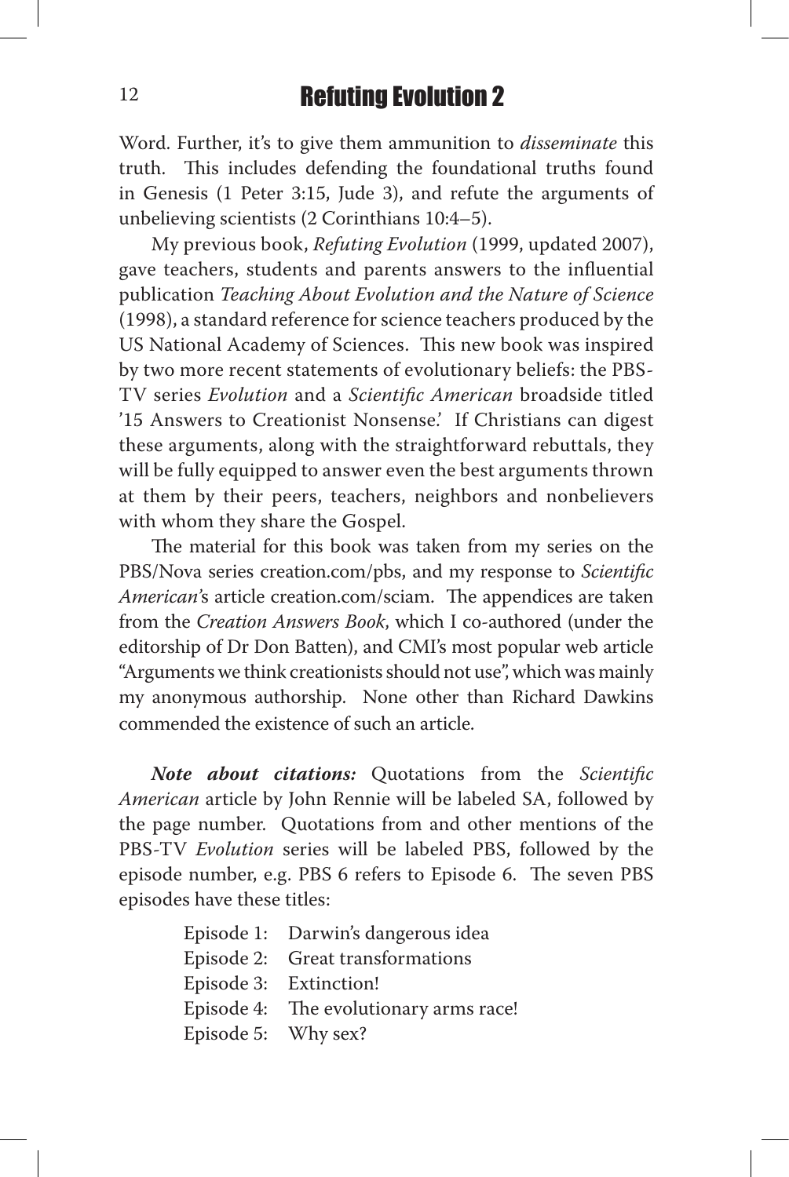Word. Further, it's to give them ammunition to *disseminate* this truth. This includes defending the foundational truths found in Genesis (1 Peter 3:15, Jude 3), and refute the arguments of unbelieving scientists (2 Corinthians 10:4–5).

My previous book, *Refuting Evolution* (1999, updated 2007), gave teachers, students and parents answers to the influential publication *Teaching About Evolution and the Nature of Science* (1998), a standard reference for science teachers produced by the US National Academy of Sciences. This new book was inspired by two more recent statements of evolutionary beliefs: the PBS-TV series *Evolution* and a *Scientific American* broadside titled '15 Answers to Creationist Nonsense.' If Christians can digest these arguments, along with the straightforward rebuttals, they will be fully equipped to answer even the best arguments thrown at them by their peers, teachers, neighbors and nonbelievers with whom they share the Gospel.

The material for this book was taken from my series on the PBS/Nova series creation.com/pbs, and my response to *Scientific American*'s article creation.com/sciam. The appendices are taken from the *Creation Answers Book*, which I co-authored (under the editorship of Dr Don Batten), and CMI's most popular web article "Arguments we think creationists should not use", which was mainly my anonymous authorship. None other than Richard Dawkins commended the existence of such an article.

***Note about citations:*** Quotations from the *Scientific American* article by John Rennie will be labeled SA, followed by the page number. Quotations from and other mentions of the PBS-TV *Evolution* series will be labeled PBS, followed by the episode number, e.g. PBS 6 refers to Episode 6. The seven PBS episodes have these titles:

Episode 1: Darwin's dangerous idea
Episode 2: Great transformations
Episode 3: Extinction!
Episode 4: The evolutionary arms race!
Episode 5: Why sex?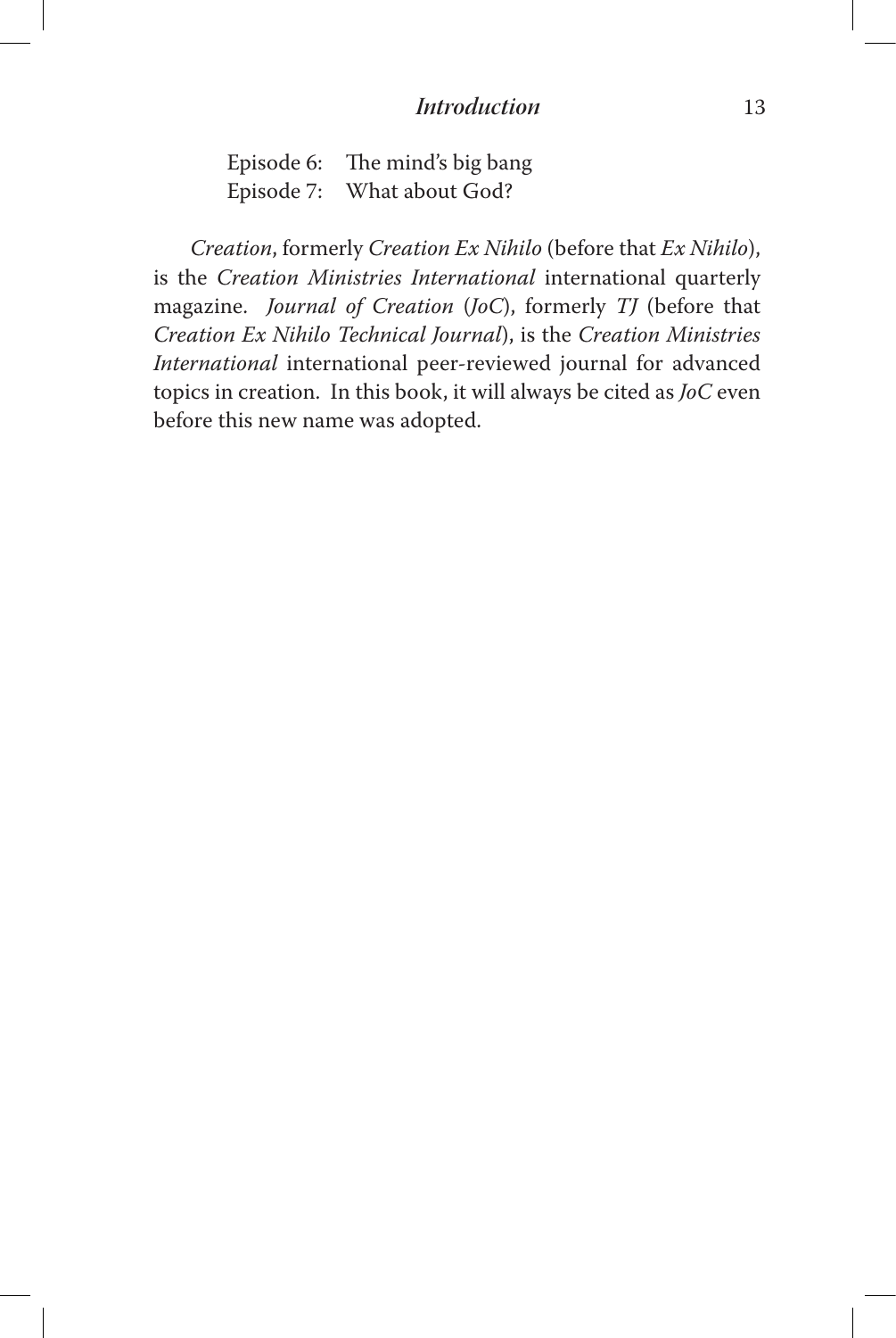Episode 6: The mind's big bang
Episode 7: What about God?

*Creation*, formerly *Creation Ex Nihilo* (before that *Ex Nihilo*), is the *Creation Ministries International* international quarterly magazine. *Journal of Creation* (*JoC*), formerly *TJ* (before that *Creation Ex Nihilo Technical Journal*), is the *Creation Ministries International* international peer-reviewed journal for advanced topics in creation. In this book, it will always be cited as *JoC* even before this new name was adopted.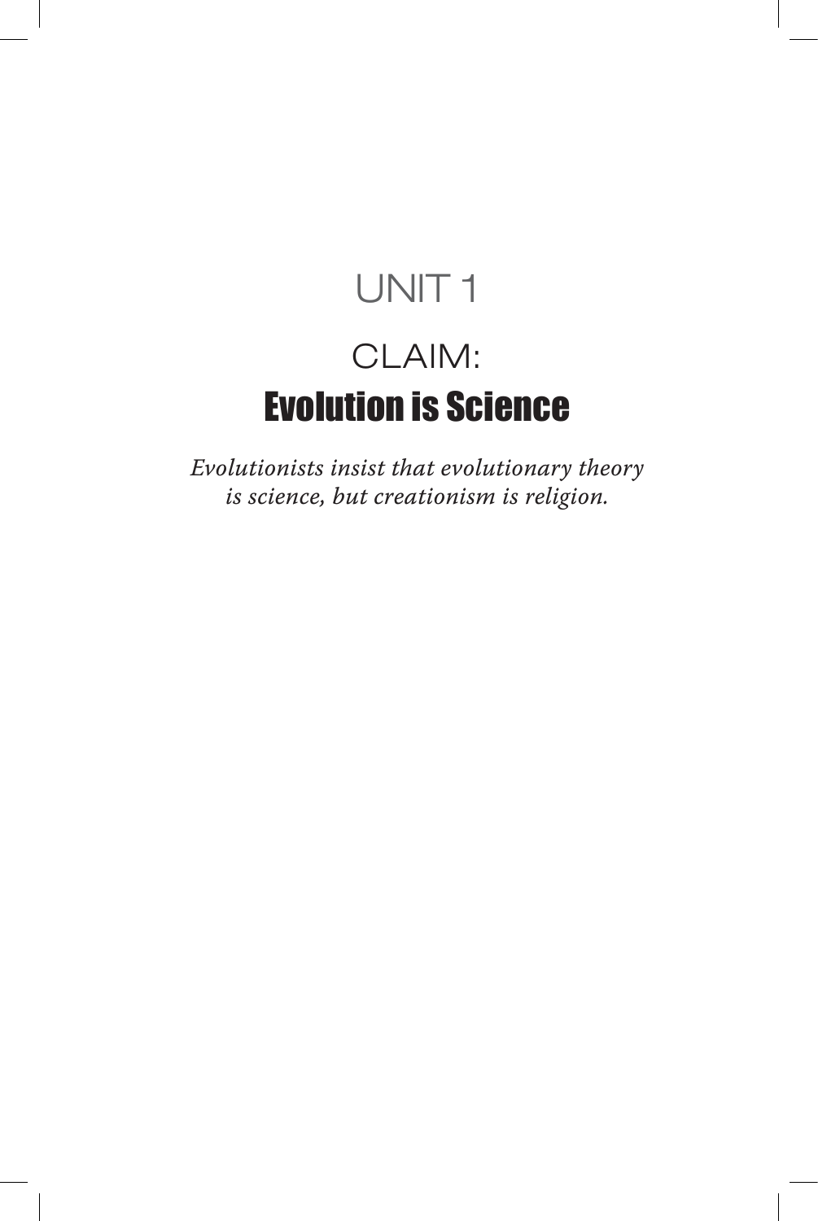# UNIT 1

## CLAIM:
## Evolution is Science

*Evolutionists insist that evolutionary theory is science, but creationism is religion.*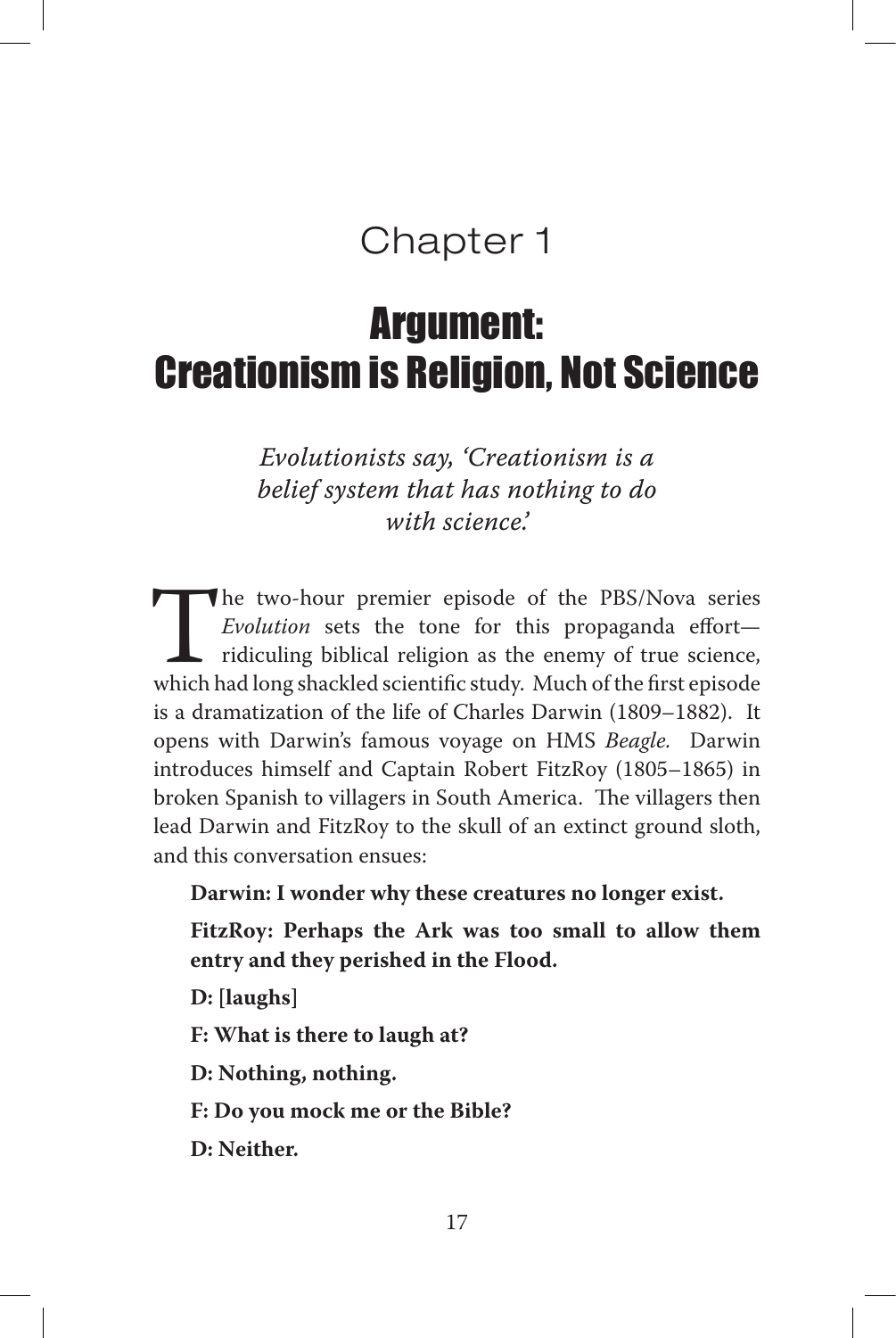# Chapter 1

## Argument: Creationism is Religion, Not Science

*Evolutionists say, 'Creationism is a belief system that has nothing to do with science.'*

The two-hour premier episode of the PBS/Nova series *Evolution* sets the tone for this propaganda effort—ridiculing biblical religion as the enemy of true science, which had long shackled scientific study. Much of the first episode is a dramatization of the life of Charles Darwin (1809–1882). It opens with Darwin's famous voyage on HMS *Beagle.* Darwin introduces himself and Captain Robert FitzRoy (1805–1865) in broken Spanish to villagers in South America. The villagers then lead Darwin and FitzRoy to the skull of an extinct ground sloth, and this conversation ensues:

**Darwin: I wonder why these creatures no longer exist.**

**FitzRoy: Perhaps the Ark was too small to allow them entry and they perished in the Flood.**

**D: [laughs]**

**F: What is there to laugh at?**

**D: Nothing, nothing.**

**F: Do you mock me or the Bible?**

**D: Neither.**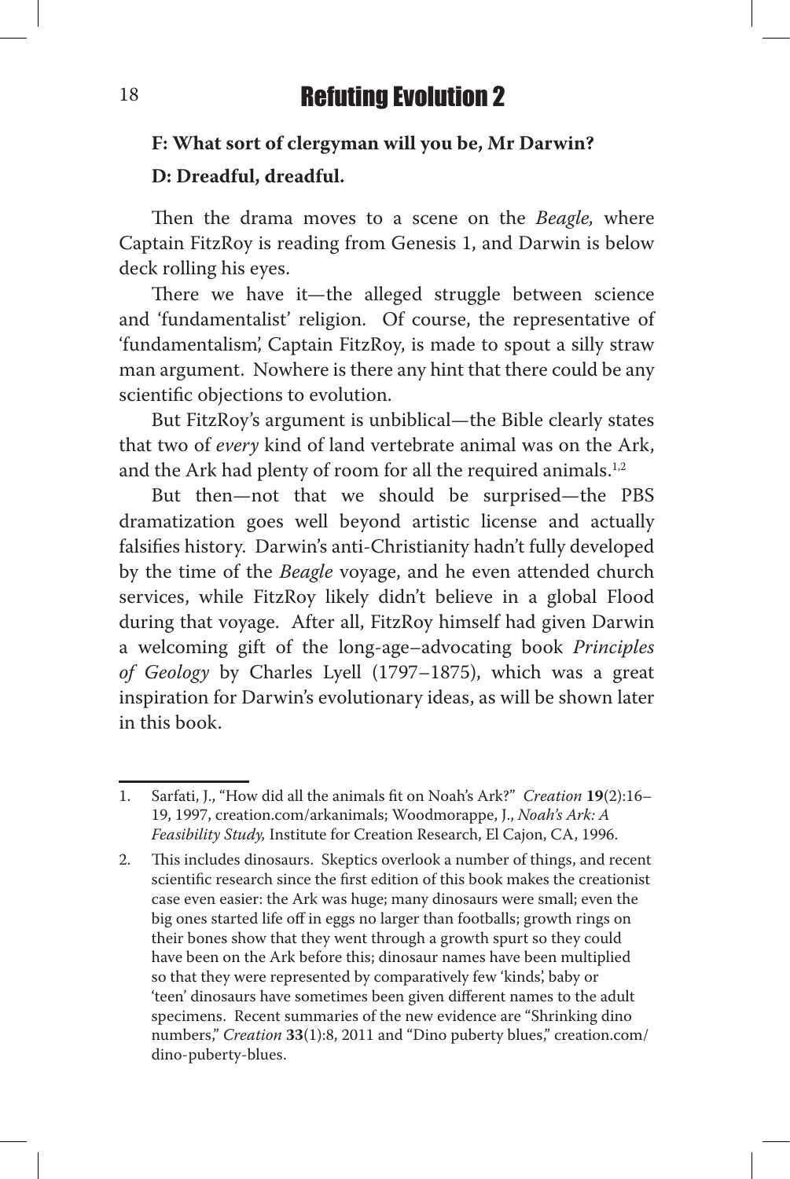**F: What sort of clergyman will you be, Mr Darwin?**

**D: Dreadful, dreadful.**

Then the drama moves to a scene on the *Beagle,* where Captain FitzRoy is reading from Genesis 1, and Darwin is below deck rolling his eyes.

There we have it—the alleged struggle between science and 'fundamentalist' religion. Of course, the representative of 'fundamentalism', Captain FitzRoy, is made to spout a silly straw man argument. Nowhere is there any hint that there could be any scientific objections to evolution.

But FitzRoy's argument is unbiblical—the Bible clearly states that two of *every* kind of land vertebrate animal was on the Ark, and the Ark had plenty of room for all the required animals.[1,2]

But then—not that we should be surprised—the PBS dramatization goes well beyond artistic license and actually falsifies history. Darwin's anti-Christianity hadn't fully developed by the time of the *Beagle* voyage, and he even attended church services, while FitzRoy likely didn't believe in a global Flood during that voyage. After all, FitzRoy himself had given Darwin a welcoming gift of the long-age–advocating book *Principles of Geology* by Charles Lyell (1797–1875), which was a great inspiration for Darwin's evolutionary ideas, as will be shown later in this book.

---

1. Sarfati, J., "How did all the animals fit on Noah's Ark?" *Creation* **19**(2):16–19, 1997, creation.com/arkanimals; Woodmorappe, J., *Noah's Ark: A Feasibility Study,* Institute for Creation Research, El Cajon, CA, 1996.

2. This includes dinosaurs. Skeptics overlook a number of things, and recent scientific research since the first edition of this book makes the creationist case even easier: the Ark was huge; many dinosaurs were small; even the big ones started life off in eggs no larger than footballs; growth rings on their bones show that they went through a growth spurt so they could have been on the Ark before this; dinosaur names have been multiplied so that they were represented by comparatively few 'kinds', baby or 'teen' dinosaurs have sometimes been given different names to the adult specimens. Recent summaries of the new evidence are "Shrinking dino numbers," *Creation* **33**(1):8, 2011 and "Dino puberty blues," creation.com/dino-puberty-blues.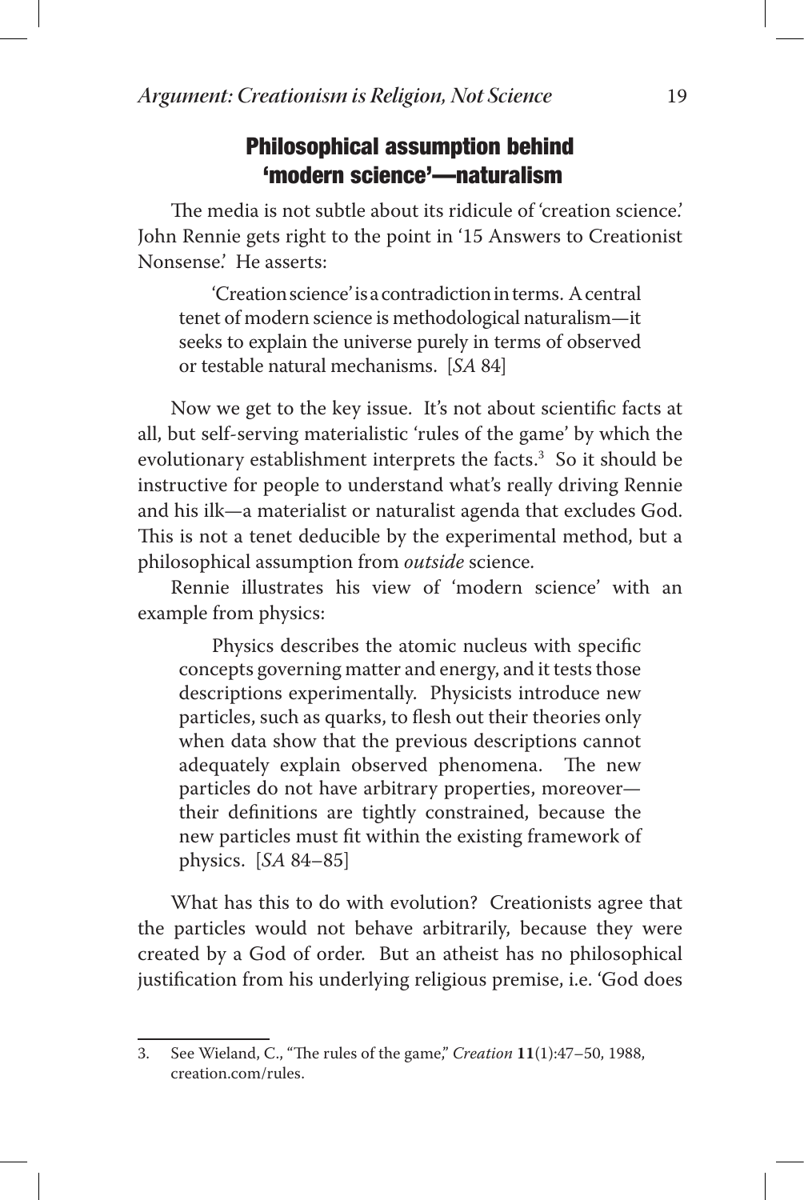## Philosophical assumption behind 'modern science'—naturalism

The media is not subtle about its ridicule of 'creation science.' John Rennie gets right to the point in '15 Answers to Creationist Nonsense.' He asserts:

> 'Creation science' is a contradiction in terms. A central tenet of modern science is methodological naturalism—it seeks to explain the universe purely in terms of observed or testable natural mechanisms. [*SA* 84]

Now we get to the key issue. It's not about scientific facts at all, but self-serving materialistic 'rules of the game' by which the evolutionary establishment interprets the facts.[3] So it should be instructive for people to understand what's really driving Rennie and his ilk—a materialist or naturalist agenda that excludes God. This is not a tenet deducible by the experimental method, but a philosophical assumption from *outside* science.

Rennie illustrates his view of 'modern science' with an example from physics:

> Physics describes the atomic nucleus with specific concepts governing matter and energy, and it tests those descriptions experimentally. Physicists introduce new particles, such as quarks, to flesh out their theories only when data show that the previous descriptions cannot adequately explain observed phenomena. The new particles do not have arbitrary properties, moreover—their definitions are tightly constrained, because the new particles must fit within the existing framework of physics. [*SA* 84–85]

What has this to do with evolution? Creationists agree that the particles would not behave arbitrarily, because they were created by a God of order. But an atheist has no philosophical justification from his underlying religious premise, i.e. 'God does

---

3. See Wieland, C., "The rules of the game," *Creation* **11**(1):47–50, 1988, creation.com/rules.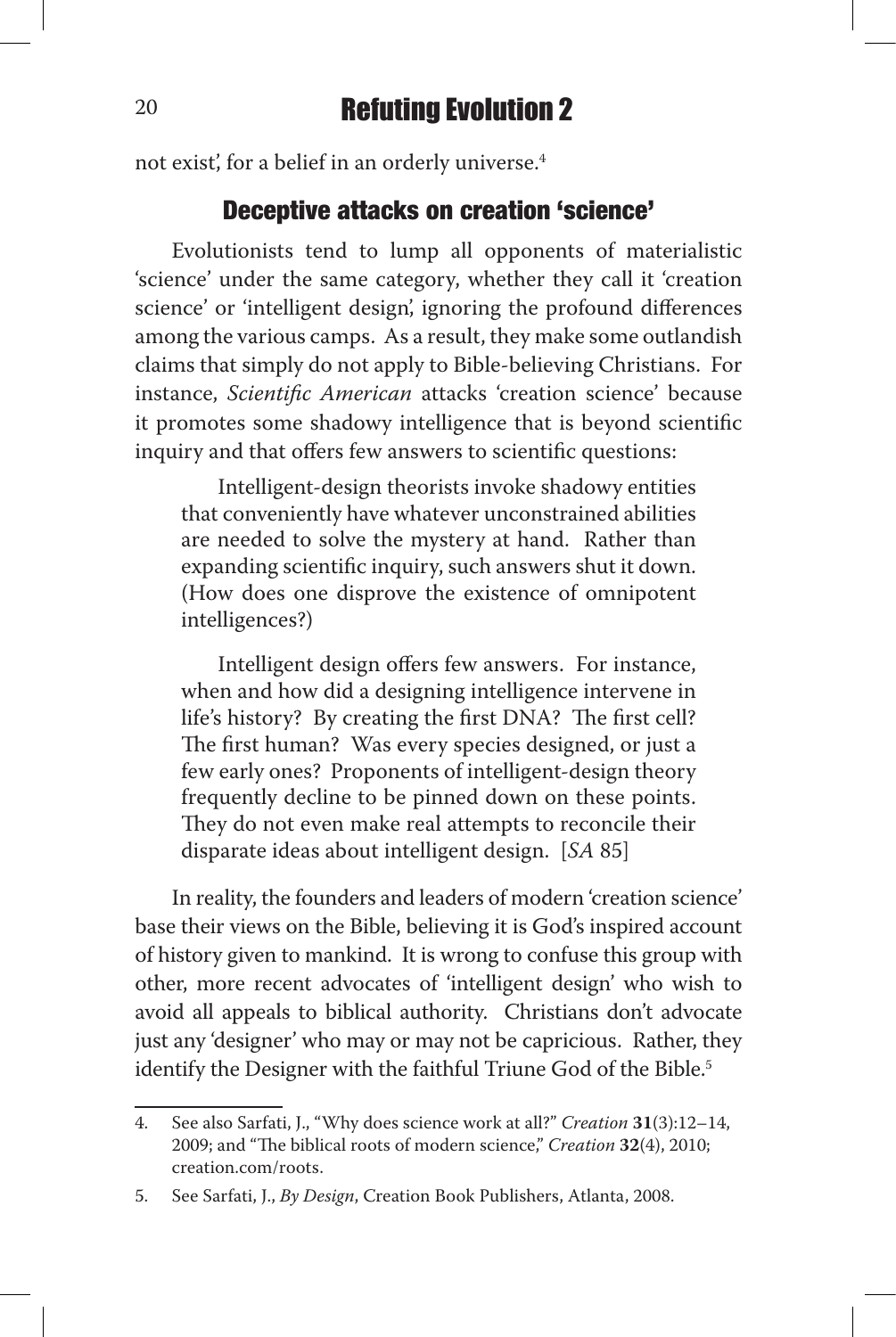not exist', for a belief in an orderly universe.[4]

## Deceptive attacks on creation 'science'

Evolutionists tend to lump all opponents of materialistic 'science' under the same category, whether they call it 'creation science' or 'intelligent design', ignoring the profound differences among the various camps. As a result, they make some outlandish claims that simply do not apply to Bible-believing Christians. For instance, *Scientific American* attacks 'creation science' because it promotes some shadowy intelligence that is beyond scientific inquiry and that offers few answers to scientific questions:

> Intelligent-design theorists invoke shadowy entities that conveniently have whatever unconstrained abilities are needed to solve the mystery at hand. Rather than expanding scientific inquiry, such answers shut it down. (How does one disprove the existence of omnipotent intelligences?)
>
> Intelligent design offers few answers. For instance, when and how did a designing intelligence intervene in life's history? By creating the first DNA? The first cell? The first human? Was every species designed, or just a few early ones? Proponents of intelligent-design theory frequently decline to be pinned down on these points. They do not even make real attempts to reconcile their disparate ideas about intelligent design. [*SA* 85]

In reality, the founders and leaders of modern 'creation science' base their views on the Bible, believing it is God's inspired account of history given to mankind. It is wrong to confuse this group with other, more recent advocates of 'intelligent design' who wish to avoid all appeals to biblical authority. Christians don't advocate just any 'designer' who may or may not be capricious. Rather, they identify the Designer with the faithful Triune God of the Bible.[5]

---

4. See also Sarfati, J., "Why does science work at all?" *Creation* **31**(3):12–14, 2009; and "The biblical roots of modern science," *Creation* **32**(4), 2010; creation.com/roots.

5. See Sarfati, J., *By Design*, Creation Book Publishers, Atlanta, 2008.